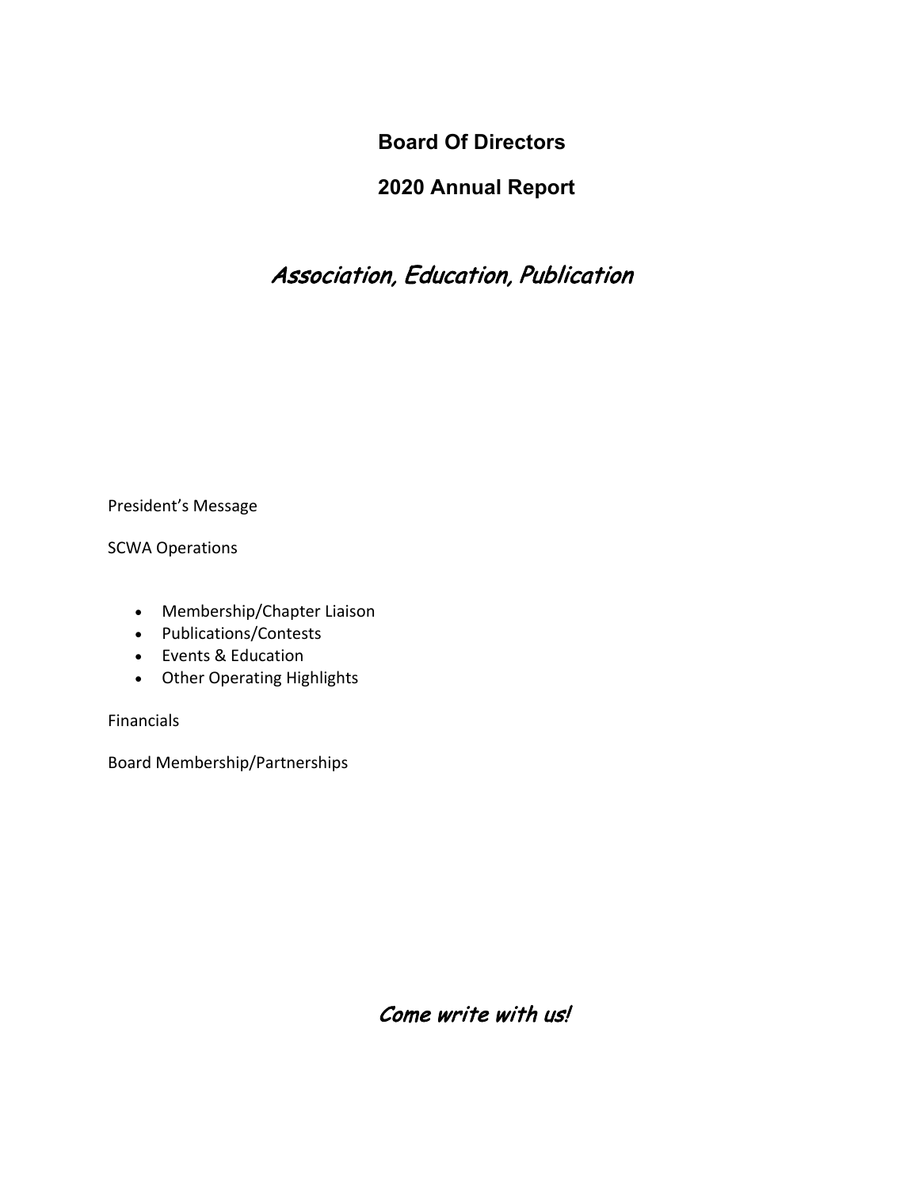# Board Of Directors

## 2020 Annual Report

*Association, Education, Publication*

President's Message

SCWA Operations

- Membership/Chapter Liaison
- Publications/Contests
- Events & Education
- Other Operating Highlights

Financials

Board Membership/Partnerships

*Come write with us!*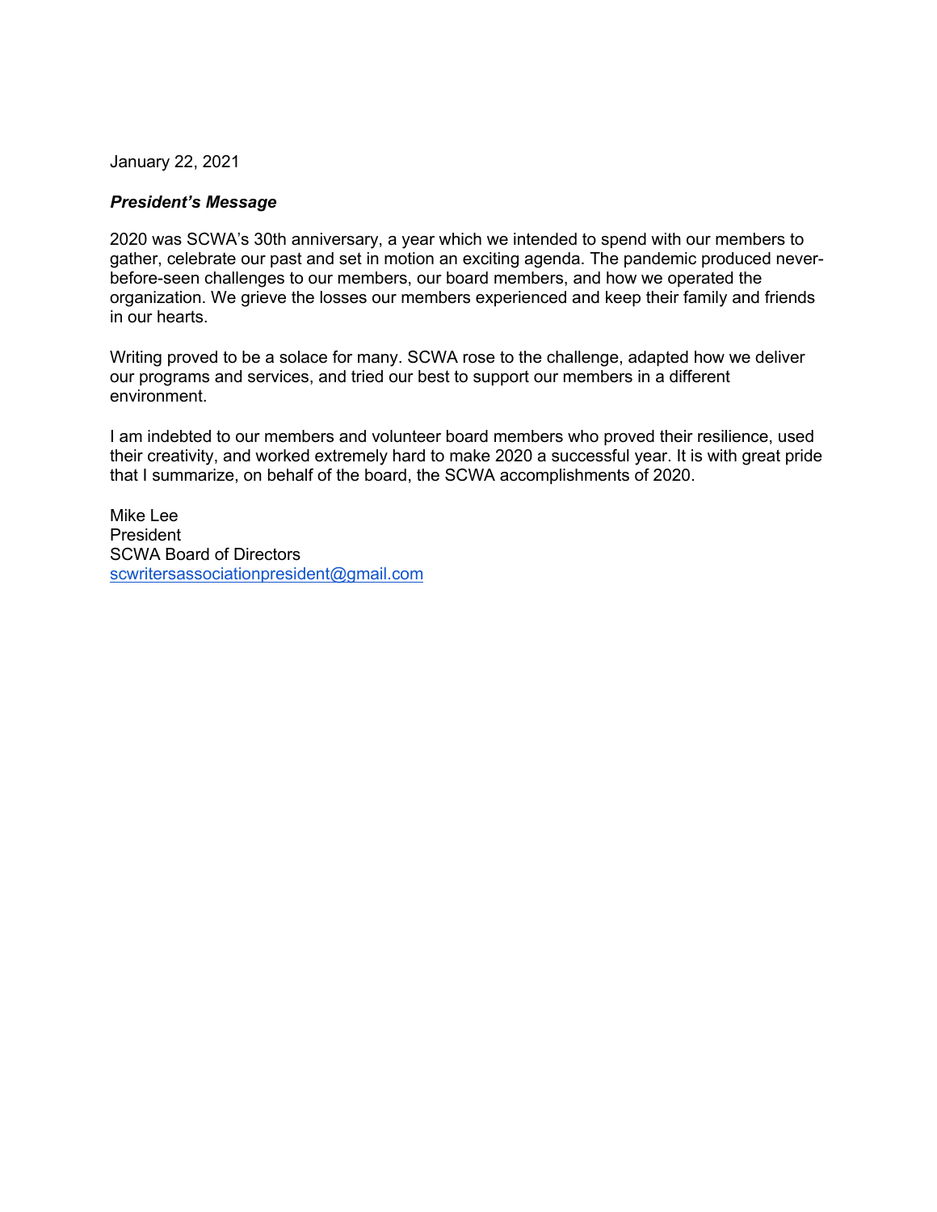January 22, 2021

***President's Message***

2020 was SCWA's 30th anniversary, a year which we intended to spend with our members to gather, celebrate our past and set in motion an exciting agenda. The pandemic produced never-before-seen challenges to our members, our board members, and how we operated the organization. We grieve the losses our members experienced and keep their family and friends in our hearts.

Writing proved to be a solace for many. SCWA rose to the challenge, adapted how we deliver our programs and services, and tried our best to support our members in a different environment.

I am indebted to our members and volunteer board members who proved their resilience, used their creativity, and worked extremely hard to make 2020 a successful year. It is with great pride that I summarize, on behalf of the board, the SCWA accomplishments of 2020.

Mike Lee
President
SCWA Board of Directors
scwritersassociationpresident@gmail.com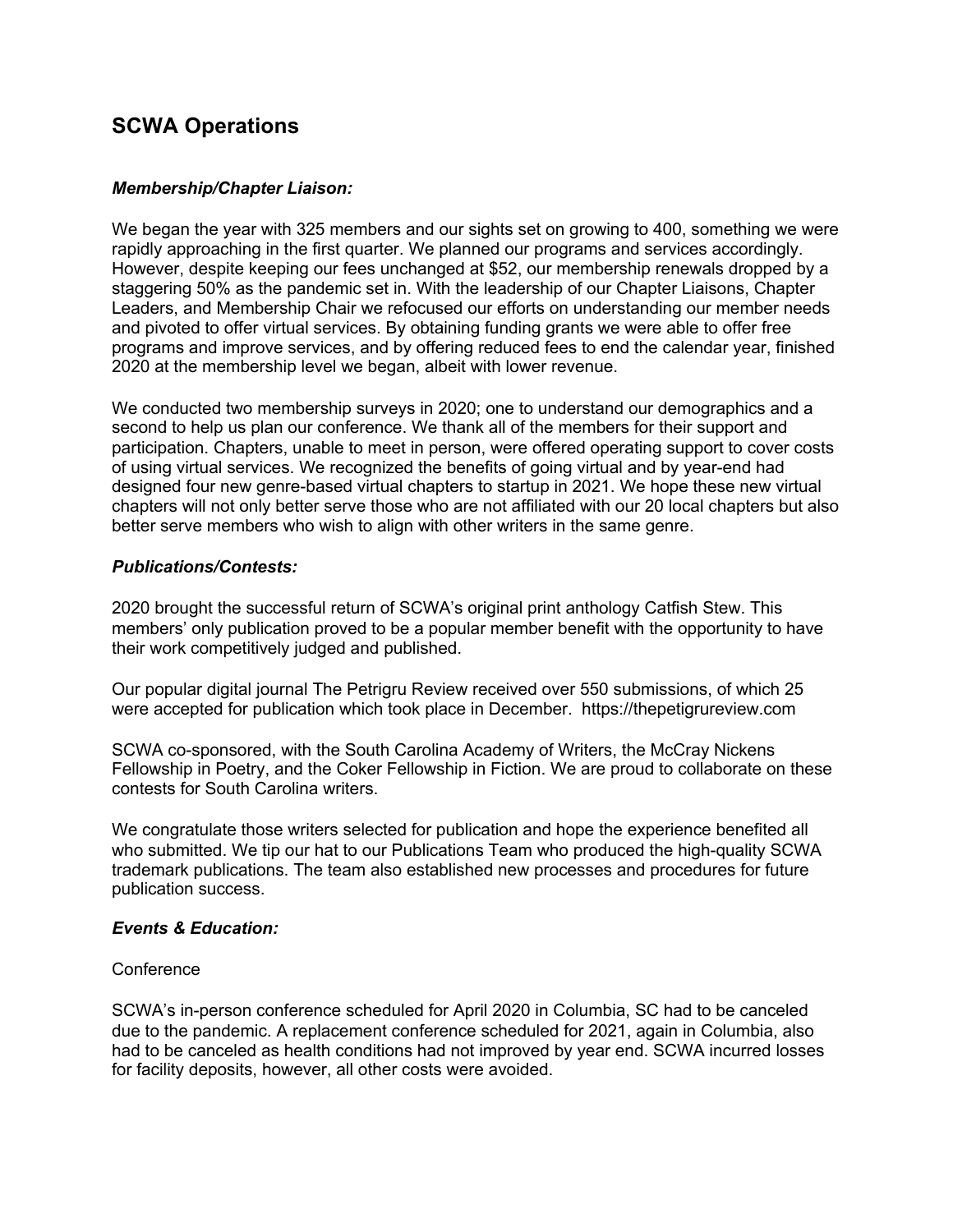## SCWA Operations

### *Membership/Chapter Liaison:*

We began the year with 325 members and our sights set on growing to 400, something we were rapidly approaching in the first quarter. We planned our programs and services accordingly. However, despite keeping our fees unchanged at $52, our membership renewals dropped by a staggering 50% as the pandemic set in. With the leadership of our Chapter Liaisons, Chapter Leaders, and Membership Chair we refocused our efforts on understanding our member needs and pivoted to offer virtual services. By obtaining funding grants we were able to offer free programs and improve services, and by offering reduced fees to end the calendar year, finished 2020 at the membership level we began, albeit with lower revenue.

We conducted two membership surveys in 2020; one to understand our demographics and a second to help us plan our conference. We thank all of the members for their support and participation. Chapters, unable to meet in person, were offered operating support to cover costs of using virtual services. We recognized the benefits of going virtual and by year-end had designed four new genre-based virtual chapters to startup in 2021. We hope these new virtual chapters will not only better serve those who are not affiliated with our 20 local chapters but also better serve members who wish to align with other writers in the same genre.

### *Publications/Contests:*

2020 brought the successful return of SCWA's original print anthology Catfish Stew. This members' only publication proved to be a popular member benefit with the opportunity to have their work competitively judged and published.

Our popular digital journal The Petrigru Review received over 550 submissions, of which 25 were accepted for publication which took place in December. https://thepetigrureview.com

SCWA co-sponsored, with the South Carolina Academy of Writers, the McCray Nickens Fellowship in Poetry, and the Coker Fellowship in Fiction. We are proud to collaborate on these contests for South Carolina writers.

We congratulate those writers selected for publication and hope the experience benefited all who submitted. We tip our hat to our Publications Team who produced the high-quality SCWA trademark publications. The team also established new processes and procedures for future publication success.

### *Events & Education:*

Conference

SCWA's in-person conference scheduled for April 2020 in Columbia, SC had to be canceled due to the pandemic. A replacement conference scheduled for 2021, again in Columbia, also had to be canceled as health conditions had not improved by year end. SCWA incurred losses for facility deposits, however, all other costs were avoided.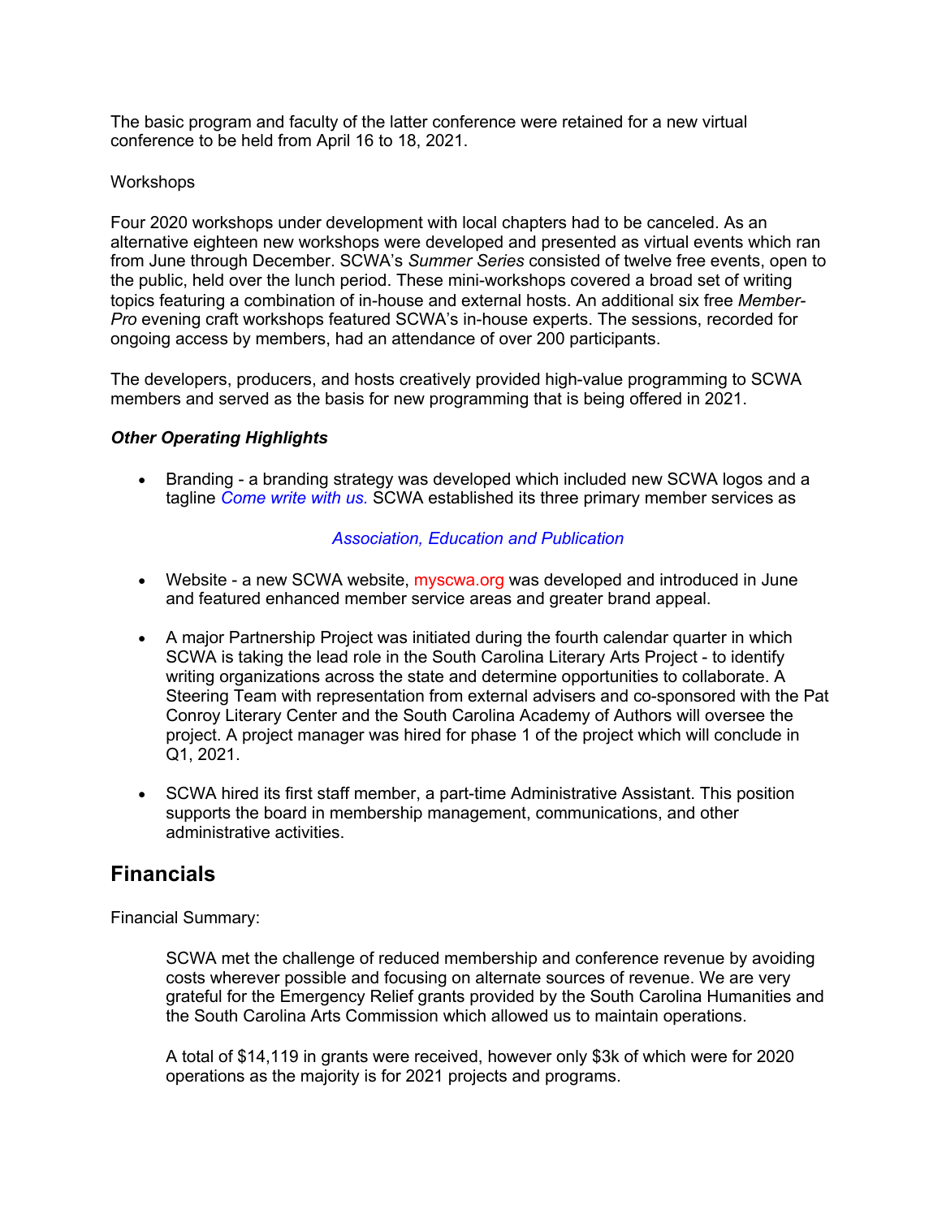The basic program and faculty of the latter conference were retained for a new virtual conference to be held from April 16 to 18, 2021.

Workshops

Four 2020 workshops under development with local chapters had to be canceled. As an alternative eighteen new workshops were developed and presented as virtual events which ran from June through December. SCWA's *Summer Series* consisted of twelve free events, open to the public, held over the lunch period. These mini-workshops covered a broad set of writing topics featuring a combination of in-house and external hosts. An additional six free *Member-Pro* evening craft workshops featured SCWA's in-house experts. The sessions, recorded for ongoing access by members, had an attendance of over 200 participants.

The developers, producers, and hosts creatively provided high-value programming to SCWA members and served as the basis for new programming that is being offered in 2021.

***Other Operating Highlights***

- Branding - a branding strategy was developed which included new SCWA logos and a tagline *Come write with us.* SCWA established its three primary member services as

  *Association, Education and Publication*

- Website - a new SCWA website, myscwa.org was developed and introduced in June and featured enhanced member service areas and greater brand appeal.

- A major Partnership Project was initiated during the fourth calendar quarter in which SCWA is taking the lead role in the South Carolina Literary Arts Project - to identify writing organizations across the state and determine opportunities to collaborate. A Steering Team with representation from external advisers and co-sponsored with the Pat Conroy Literary Center and the South Carolina Academy of Authors will oversee the project. A project manager was hired for phase 1 of the project which will conclude in Q1, 2021.

- SCWA hired its first staff member, a part-time Administrative Assistant. This position supports the board in membership management, communications, and other administrative activities.

## Financials

Financial Summary:

SCWA met the challenge of reduced membership and conference revenue by avoiding costs wherever possible and focusing on alternate sources of revenue. We are very grateful for the Emergency Relief grants provided by the South Carolina Humanities and the South Carolina Arts Commission which allowed us to maintain operations.

A total of $14,119 in grants were received, however only $3k of which were for 2020 operations as the majority is for 2021 projects and programs.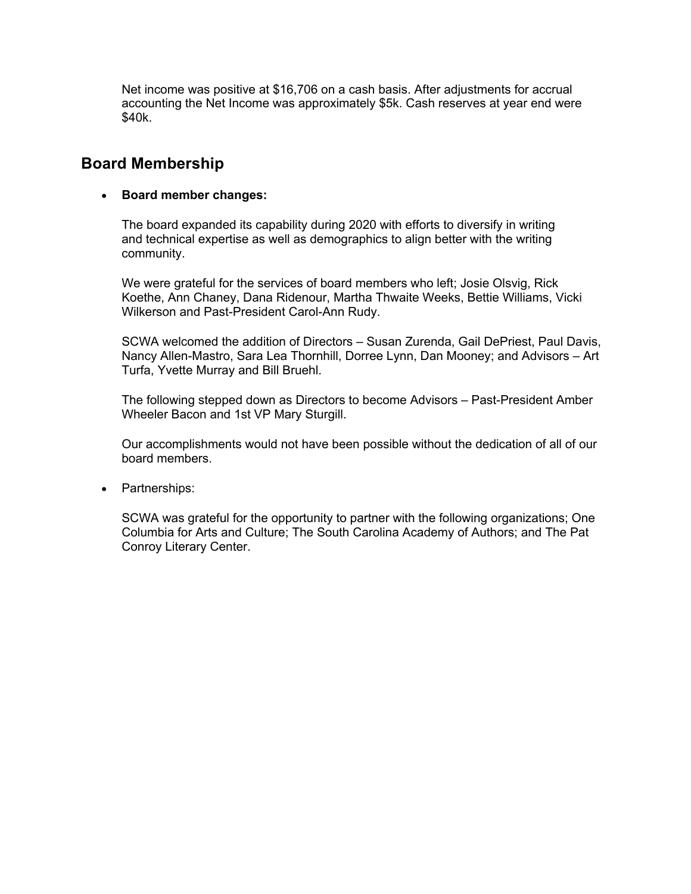Net income was positive at $16,706 on a cash basis. After adjustments for accrual accounting the Net Income was approximately $5k. Cash reserves at year end were $40k.

## Board Membership

- **Board member changes:**

  The board expanded its capability during 2020 with efforts to diversify in writing and technical expertise as well as demographics to align better with the writing community.

  We were grateful for the services of board members who left; Josie Olsvig, Rick Koethe, Ann Chaney, Dana Ridenour, Martha Thwaite Weeks, Bettie Williams, Vicki Wilkerson and Past-President Carol-Ann Rudy.

  SCWA welcomed the addition of Directors – Susan Zurenda, Gail DePriest, Paul Davis, Nancy Allen-Mastro, Sara Lea Thornhill, Dorree Lynn, Dan Mooney; and Advisors – Art Turfa, Yvette Murray and Bill Bruehl.

  The following stepped down as Directors to become Advisors – Past-President Amber Wheeler Bacon and 1st VP Mary Sturgill.

  Our accomplishments would not have been possible without the dedication of all of our board members.

- Partnerships:

  SCWA was grateful for the opportunity to partner with the following organizations; One Columbia for Arts and Culture; The South Carolina Academy of Authors; and The Pat Conroy Literary Center.